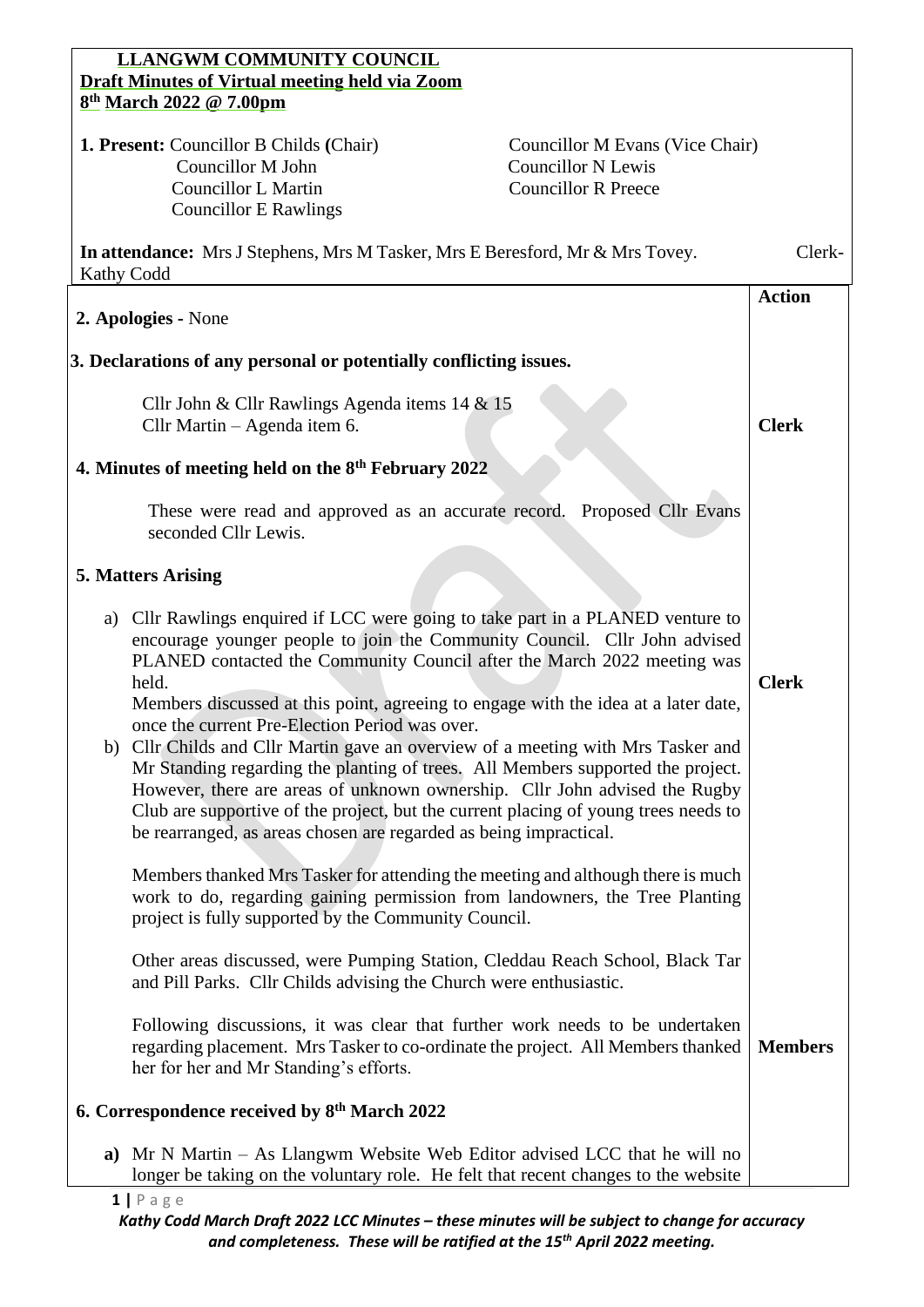# LLANGWM COMMUNITY COUNCIL

## Draft Minutes of Virtual meeting held via Zoom

## 8th March 2022 @ 7.00pm

**1. Present:** Councillor B Childs **(**Chair) Councillor M Evans (Vice Chair)
Councillor M John Councillor N Lewis
Councillor L Martin Councillor R Preece
Councillor E Rawlings

**In attendance:** Mrs J Stephens, Mrs M Tasker, Mrs E Beresford, Mr & Mrs Tovey. Clerk- Kathy Codd

| | **Action** |
|---|---|
| **2. Apologies -** None | |
| **3. Declarations of any personal or potentially conflicting issues.**<br><br>Cllr John & Cllr Rawlings Agenda items 14 & 15<br>Cllr Martin – Agenda item 6. | **Clerk** |
| **4. Minutes of meeting held on the 8th February 2022**<br><br>These were read and approved as an accurate record. Proposed Cllr Evans seconded Cllr Lewis. | |
| **5. Matters Arising**<br><br>a) Cllr Rawlings enquired if LCC were going to take part in a PLANED venture to encourage younger people to join the Community Council. Cllr John advised PLANED contacted the Community Council after the March 2022 meeting was held.<br>Members discussed at this point, agreeing to engage with the idea at a later date, once the current Pre-Election Period was over. | **Clerk** |
| b) Cllr Childs and Cllr Martin gave an overview of a meeting with Mrs Tasker and Mr Standing regarding the planting of trees. All Members supported the project. However, there are areas of unknown ownership. Cllr John advised the Rugby Club are supportive of the project, but the current placing of young trees needs to be rearranged, as areas chosen are regarded as being impractical.<br><br>Members thanked Mrs Tasker for attending the meeting and although there is much work to do, regarding gaining permission from landowners, the Tree Planting project is fully supported by the Community Council.<br><br>Other areas discussed, were Pumping Station, Cleddau Reach School, Black Tar and Pill Parks. Cllr Childs advising the Church were enthusiastic.<br><br>Following discussions, it was clear that further work needs to be undertaken regarding placement. Mrs Tasker to co-ordinate the project. All Members thanked her for her and Mr Standing's efforts. | **Members** |
| **6. Correspondence received by 8th March 2022**<br><br>**a)** Mr N Martin – As Llangwm Website Web Editor advised LCC that he will no longer be taking on the voluntary role. He felt that recent changes to the website | |

*Kathy Codd March Draft 2022 LCC Minutes – these minutes will be subject to change for accuracy and completeness. These will be ratified at the 15th April 2022 meeting.*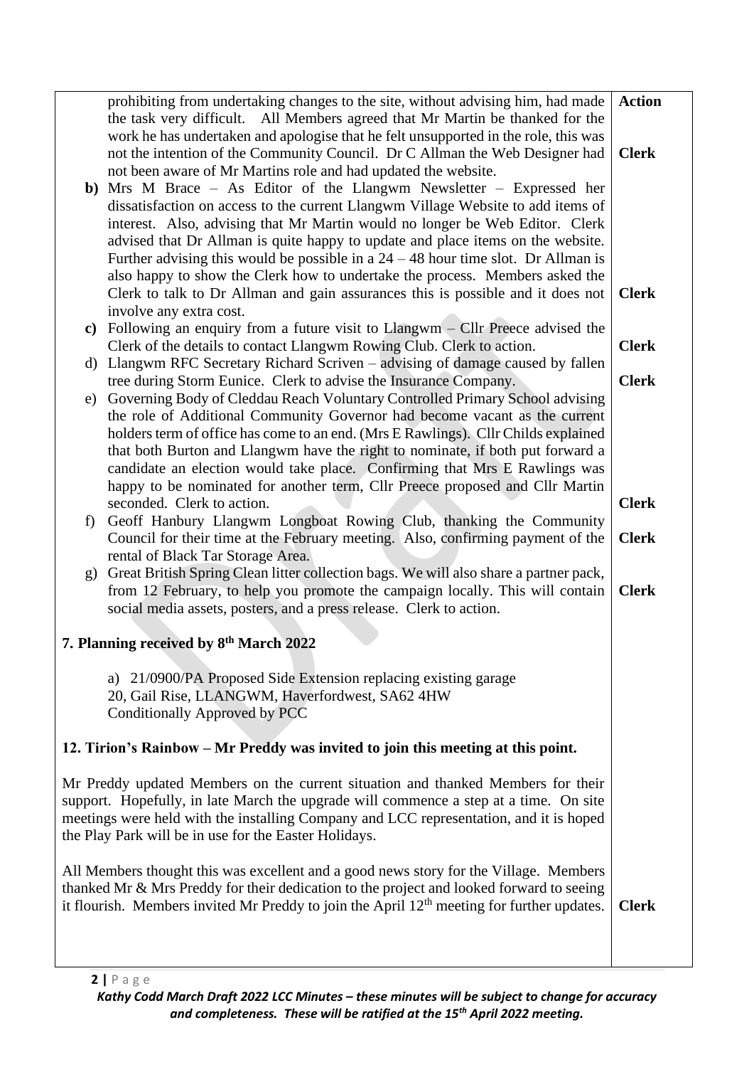prohibiting from undertaking changes to the site, without advising him, had made the task very difficult. All Members agreed that Mr Martin be thanked for the work he has undertaken and apologise that he felt unsupported in the role, this was not the intention of the Community Council. Dr C Allman the Web Designer had not been aware of Mr Martins role and had updated the website. — **Action** / **Clerk**

**b)** Mrs M Brace – As Editor of the Llangwm Newsletter – Expressed her dissatisfaction on access to the current Llangwm Village Website to add items of interest. Also, advising that Mr Martin would no longer be Web Editor. Clerk advised that Dr Allman is quite happy to update and place items on the website. Further advising this would be possible in a 24 – 48 hour time slot. Dr Allman is also happy to show the Clerk how to undertake the process. Members asked the Clerk to talk to Dr Allman and gain assurances this is possible and it does not involve any extra cost. — **Clerk**

**c)** Following an enquiry from a future visit to Llangwm – Cllr Preece advised the Clerk of the details to contact Llangwm Rowing Club. Clerk to action. — **Clerk**

d) Llangwm RFC Secretary Richard Scriven – advising of damage caused by fallen tree during Storm Eunice. Clerk to advise the Insurance Company. — **Clerk**

e) Governing Body of Cleddau Reach Voluntary Controlled Primary School advising the role of Additional Community Governor had become vacant as the current holders term of office has come to an end. (Mrs E Rawlings). Cllr Childs explained that both Burton and Llangwm have the right to nominate, if both put forward a candidate an election would take place. Confirming that Mrs E Rawlings was happy to be nominated for another term, Cllr Preece proposed and Cllr Martin seconded. Clerk to action. — **Clerk**

f) Geoff Hanbury Llangwm Longboat Rowing Club, thanking the Community Council for their time at the February meeting. Also, confirming payment of the rental of Black Tar Storage Area. — **Clerk**

g) Great British Spring Clean litter collection bags. We will also share a partner pack, from 12 February, to help you promote the campaign locally. This will contain social media assets, posters, and a press release. Clerk to action. — **Clerk**

**7. Planning received by 8th March 2022**

a) 21/0900/PA Proposed Side Extension replacing existing garage
20, Gail Rise, LLANGWM, Haverfordwest, SA62 4HW
Conditionally Approved by PCC

**12. Tirion's Rainbow – Mr Preddy was invited to join this meeting at this point.**

Mr Preddy updated Members on the current situation and thanked Members for their support. Hopefully, in late March the upgrade will commence a step at a time. On site meetings were held with the installing Company and LCC representation, and it is hoped the Play Park will be in use for the Easter Holidays.

All Members thought this was excellent and a good news story for the Village. Members thanked Mr & Mrs Preddy for their dedication to the project and looked forward to seeing it flourish. Members invited Mr Preddy to join the April 12th meeting for further updates. — **Clerk**

*Kathy Codd March Draft 2022 LCC Minutes – these minutes will be subject to change for accuracy and completeness. These will be ratified at the 15th April 2022 meeting.*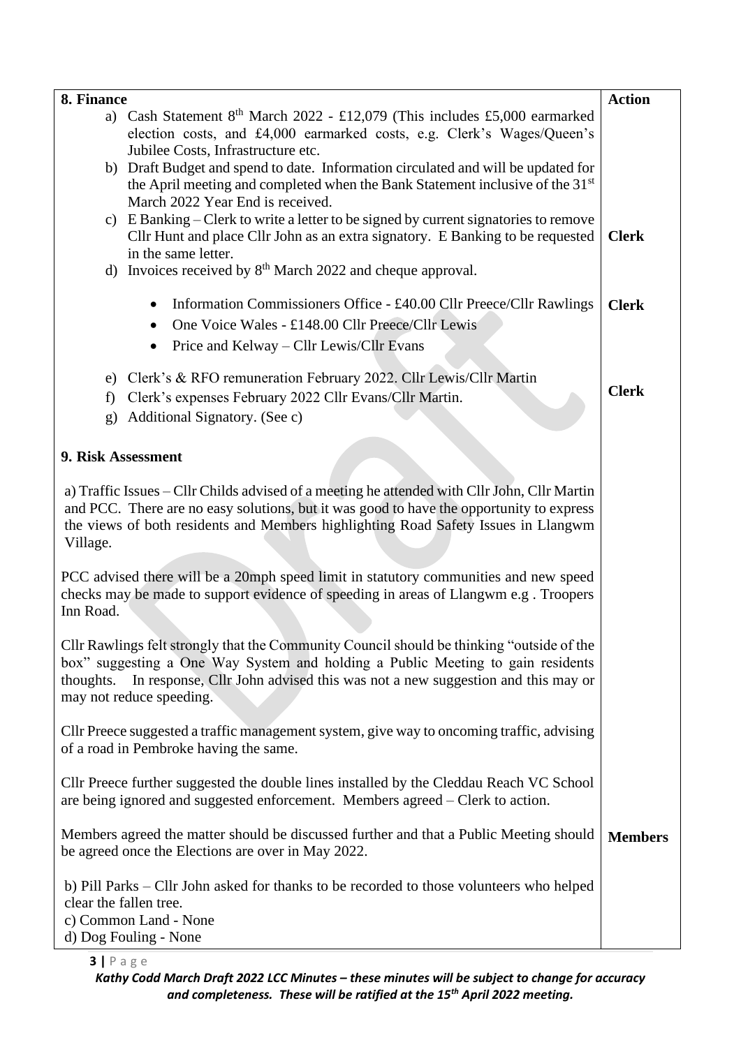| 8. Finance | Action |
|---|---|
| a) Cash Statement 8th March 2022 - £12,079 (This includes £5,000 earmarked election costs, and £4,000 earmarked costs, e.g. Clerk's Wages/Queen's Jubilee Costs, Infrastructure etc. | |
| b) Draft Budget and spend to date. Information circulated and will be updated for the April meeting and completed when the Bank Statement inclusive of the 31st March 2022 Year End is received. | |
| c) E Banking – Clerk to write a letter to be signed by current signatories to remove Cllr Hunt and place Cllr John as an extra signatory. E Banking to be requested in the same letter. | **Clerk** |
| d) Invoices received by 8th March 2022 and cheque approval. | |
| • Information Commissioners Office - £40.00 Cllr Preece/Cllr Rawlings<br>• One Voice Wales - £148.00 Cllr Preece/Cllr Lewis<br>• Price and Kelway – Cllr Lewis/Cllr Evans | **Clerk** |
| e) Clerk's & RFO remuneration February 2022. Cllr Lewis/Cllr Martin<br>f) Clerk's expenses February 2022 Cllr Evans/Cllr Martin.<br>g) Additional Signatory. (See c) | **Clerk** |
| **9. Risk Assessment** | |
| a) Traffic Issues – Cllr Childs advised of a meeting he attended with Cllr John, Cllr Martin and PCC. There are no easy solutions, but it was good to have the opportunity to express the views of both residents and Members highlighting Road Safety Issues in Llangwm Village. | |
| PCC advised there will be a 20mph speed limit in statutory communities and new speed checks may be made to support evidence of speeding in areas of Llangwm e.g . Troopers Inn Road. | |
| Cllr Rawlings felt strongly that the Community Council should be thinking "outside of the box" suggesting a One Way System and holding a Public Meeting to gain residents thoughts. In response, Cllr John advised this was not a new suggestion and this may or may not reduce speeding. | |
| Cllr Preece suggested a traffic management system, give way to oncoming traffic, advising of a road in Pembroke having the same. | |
| Cllr Preece further suggested the double lines installed by the Cleddau Reach VC School are being ignored and suggested enforcement. Members agreed – Clerk to action. | |
| Members agreed the matter should be discussed further and that a Public Meeting should be agreed once the Elections are over in May 2022. | **Members** |
| b) Pill Parks – Cllr John asked for thanks to be recorded to those volunteers who helped clear the fallen tree.<br>c) Common Land - None<br>d) Dog Fouling - None | |

***Kathy Codd March Draft 2022 LCC Minutes – these minutes will be subject to change for accuracy and completeness. These will be ratified at the 15th April 2022 meeting.***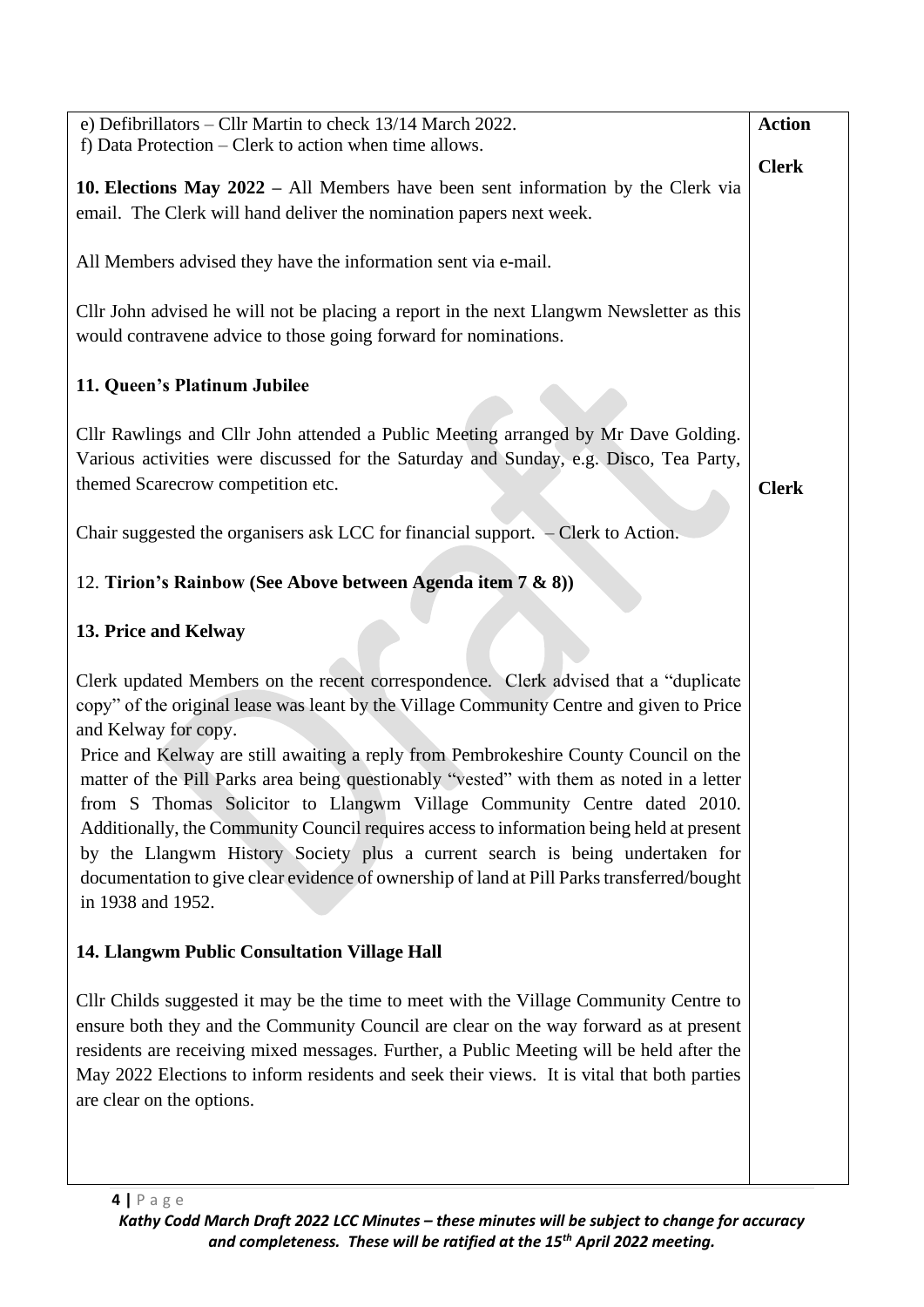| | Action |
|---|---|
| e) Defibrillators – Cllr Martin to check 13/14 March 2022.<br>f) Data Protection – Clerk to action when time allows. | Clerk |
| **10. Elections May 2022 –** All Members have been sent information by the Clerk via email. The Clerk will hand deliver the nomination papers next week.<br><br>All Members advised they have the information sent via e-mail.<br><br>Cllr John advised he will not be placing a report in the next Llangwm Newsletter as this would contravene advice to those going forward for nominations. | |
| **11. Queen's Platinum Jubilee**<br><br>Cllr Rawlings and Cllr John attended a Public Meeting arranged by Mr Dave Golding. Various activities were discussed for the Saturday and Sunday, e.g. Disco, Tea Party, themed Scarecrow competition etc.<br><br>Chair suggested the organisers ask LCC for financial support. – Clerk to Action. | Clerk |
| 12. **Tirion's Rainbow (See Above between Agenda item 7 & 8))** | |
| **13. Price and Kelway**<br><br>Clerk updated Members on the recent correspondence. Clerk advised that a "duplicate copy" of the original lease was leant by the Village Community Centre and given to Price and Kelway for copy.<br>Price and Kelway are still awaiting a reply from Pembrokeshire County Council on the matter of the Pill Parks area being questionably "vested" with them as noted in a letter from S Thomas Solicitor to Llangwm Village Community Centre dated 2010. Additionally, the Community Council requires access to information being held at present by the Llangwm History Society plus a current search is being undertaken for documentation to give clear evidence of ownership of land at Pill Parks transferred/bought in 1938 and 1952. | |
| **14. Llangwm Public Consultation Village Hall**<br><br>Cllr Childs suggested it may be the time to meet with the Village Community Centre to ensure both they and the Community Council are clear on the way forward as at present residents are receiving mixed messages. Further, a Public Meeting will be held after the May 2022 Elections to inform residents and seek their views. It is vital that both parties are clear on the options. | |

***Kathy Codd March Draft 2022 LCC Minutes – these minutes will be subject to change for accuracy and completeness. These will be ratified at the 15th April 2022 meeting.***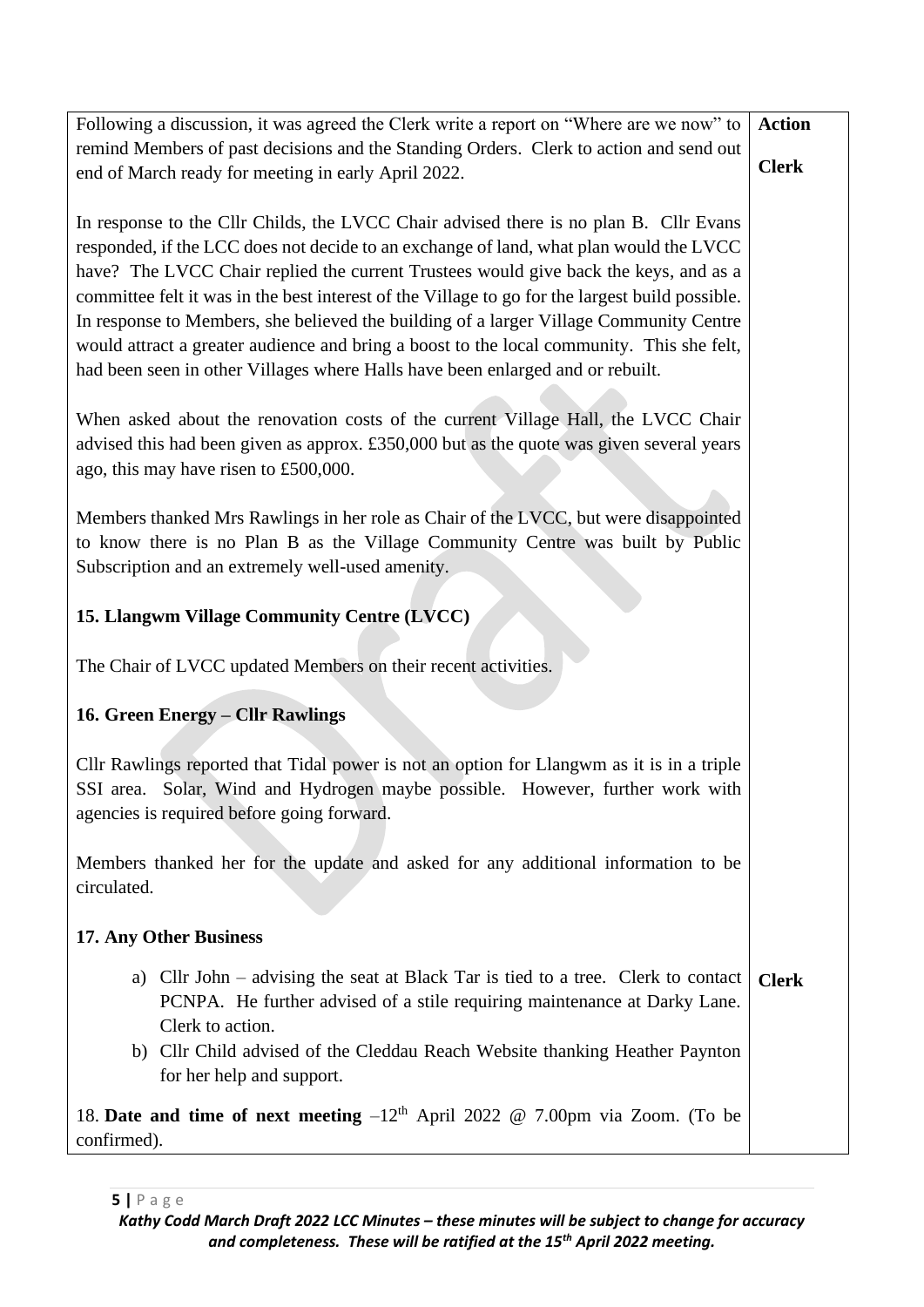| | |
|---|---|
| Following a discussion, it was agreed the Clerk write a report on "Where are we now" to remind Members of past decisions and the Standing Orders. Clerk to action and send out end of March ready for meeting in early April 2022. | **Action**<br><br>**Clerk** |

In response to the Cllr Childs, the LVCC Chair advised there is no plan B. Cllr Evans responded, if the LCC does not decide to an exchange of land, what plan would the LVCC have? The LVCC Chair replied the current Trustees would give back the keys, and as a committee felt it was in the best interest of the Village to go for the largest build possible. In response to Members, she believed the building of a larger Village Community Centre would attract a greater audience and bring a boost to the local community. This she felt, had been seen in other Villages where Halls have been enlarged and or rebuilt.

When asked about the renovation costs of the current Village Hall, the LVCC Chair advised this had been given as approx. £350,000 but as the quote was given several years ago, this may have risen to £500,000.

Members thanked Mrs Rawlings in her role as Chair of the LVCC, but were disappointed to know there is no Plan B as the Village Community Centre was built by Public Subscription and an extremely well-used amenity.

**15. Llangwm Village Community Centre (LVCC)**

The Chair of LVCC updated Members on their recent activities.

**16. Green Energy – Cllr Rawlings**

Cllr Rawlings reported that Tidal power is not an option for Llangwm as it is in a triple SSI area. Solar, Wind and Hydrogen maybe possible. However, further work with agencies is required before going forward.

Members thanked her for the update and asked for any additional information to be circulated.

**17. Any Other Business**

a) Cllr John – advising the seat at Black Tar is tied to a tree. Clerk to contact PCNPA. He further advised of a stile requiring maintenance at Darky Lane. Clerk to action. — **Clerk**

b) Cllr Child advised of the Cleddau Reach Website thanking Heather Paynton for her help and support.

18. **Date and time of next meeting** –12th April 2022 @ 7.00pm via Zoom. (To be confirmed).

*Kathy Codd March Draft 2022 LCC Minutes – these minutes will be subject to change for accuracy and completeness. These will be ratified at the 15th April 2022 meeting.*